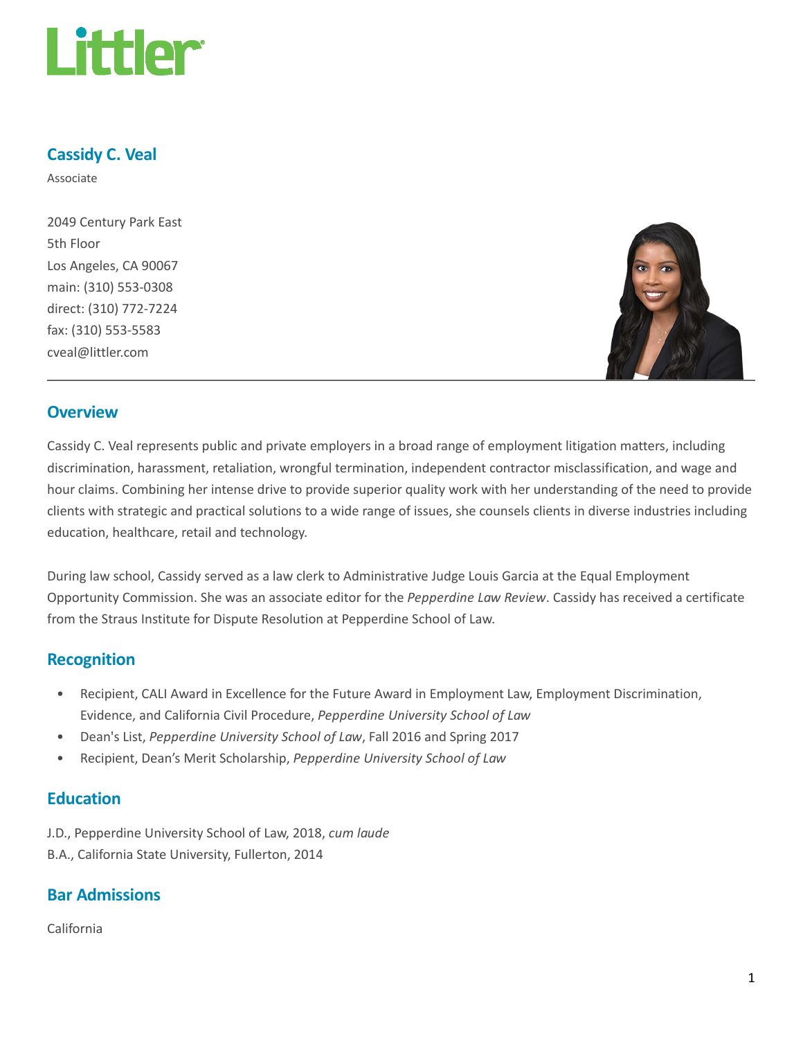Littler

## Cassidy C. Veal

Associate

2049 Century Park East
5th Floor
Los Angeles, CA 90067
main: (310) 553-0308
direct: (310) 772-7224
fax: (310) 553-5583
cveal@littler.com

## Overview

Cassidy C. Veal represents public and private employers in a broad range of employment litigation matters, including discrimination, harassment, retaliation, wrongful termination, independent contractor misclassification, and wage and hour claims. Combining her intense drive to provide superior quality work with her understanding of the need to provide clients with strategic and practical solutions to a wide range of issues, she counsels clients in diverse industries including education, healthcare, retail and technology.

During law school, Cassidy served as a law clerk to Administrative Judge Louis Garcia at the Equal Employment Opportunity Commission. She was an associate editor for the *Pepperdine Law Review*. Cassidy has received a certificate from the Straus Institute for Dispute Resolution at Pepperdine School of Law.

## Recognition

- Recipient, CALI Award in Excellence for the Future Award in Employment Law, Employment Discrimination, Evidence, and California Civil Procedure, *Pepperdine University School of Law*
- Dean's List, *Pepperdine University School of Law*, Fall 2016 and Spring 2017
- Recipient, Dean's Merit Scholarship, *Pepperdine University School of Law*

## Education

J.D., Pepperdine University School of Law, 2018, *cum laude*
B.A., California State University, Fullerton, 2014

## Bar Admissions

California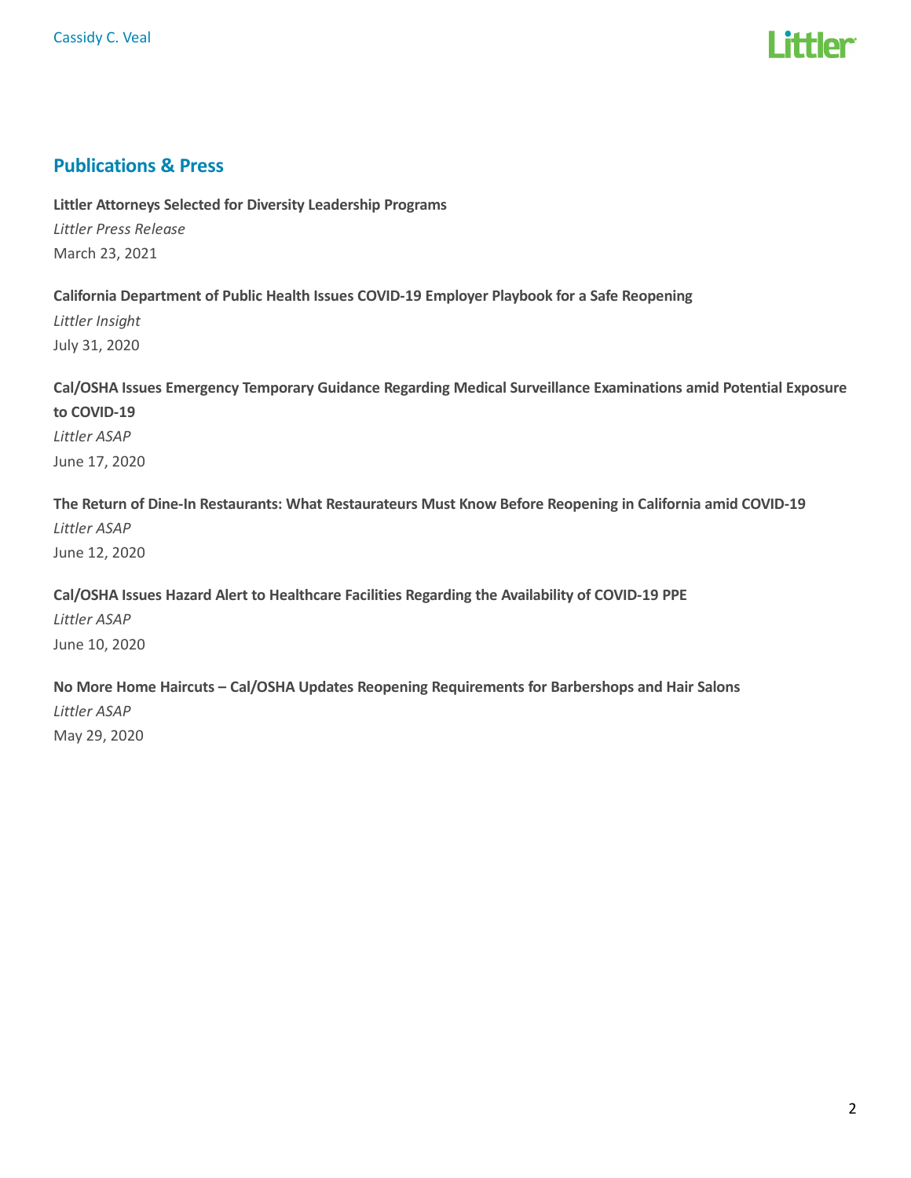## Publications & Press

**Littler Attorneys Selected for Diversity Leadership Programs**
*Littler Press Release*
March 23, 2021

**California Department of Public Health Issues COVID-19 Employer Playbook for a Safe Reopening**
*Littler Insight*
July 31, 2020

**Cal/OSHA Issues Emergency Temporary Guidance Regarding Medical Surveillance Examinations amid Potential Exposure to COVID-19**
*Littler ASAP*
June 17, 2020

**The Return of Dine-In Restaurants: What Restaurateurs Must Know Before Reopening in California amid COVID-19**
*Littler ASAP*
June 12, 2020

**Cal/OSHA Issues Hazard Alert to Healthcare Facilities Regarding the Availability of COVID-19 PPE**
*Littler ASAP*
June 10, 2020

**No More Home Haircuts – Cal/OSHA Updates Reopening Requirements for Barbershops and Hair Salons**
*Littler ASAP*
May 29, 2020